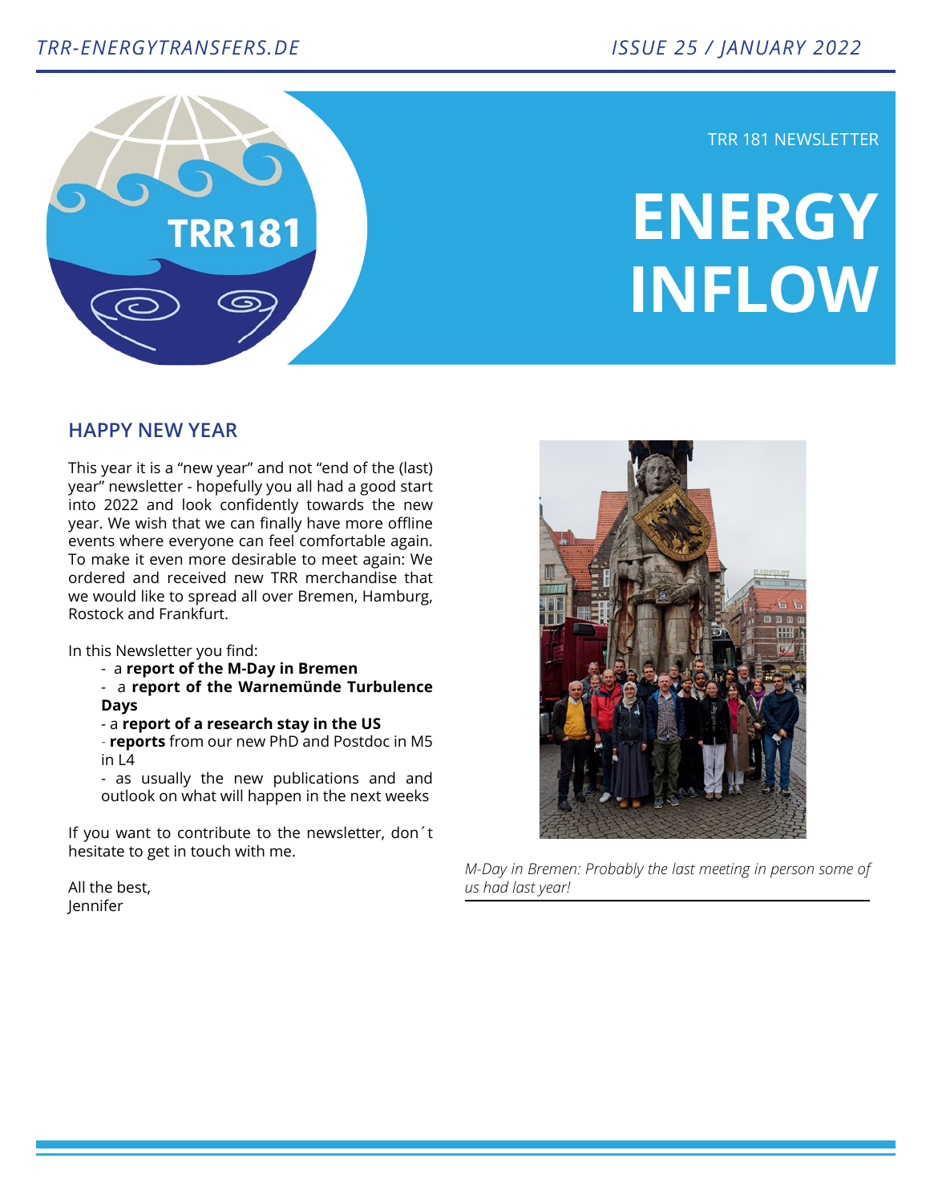TRR 181 NEWSLETTER

# ENERGY INFLOW

## HAPPY NEW YEAR

This year it is a "new year" and not "end of the (last) year" newsletter - hopefully you all had a good start into 2022 and look confidently towards the new year. We wish that we can finally have more offline events where everyone can feel comfortable again. To make it even more desirable to meet again: We ordered and received new TRR merchandise that we would like to spread all over Bremen, Hamburg, Rostock and Frankfurt.

In this Newsletter you find:

- a **report of the M-Day in Bremen**
- a **report of the Warnemünde Turbulence Days**
- a **report of a research stay in the US**
- **reports** from our new PhD and Postdoc in M5 in L4
- as usually the new publications and and outlook on what will happen in the next weeks

If you want to contribute to the newsletter, don´t hesitate to get in touch with me.

All the best,
Jennifer

*M-Day in Bremen: Probably the last meeting in person some of us had last year!*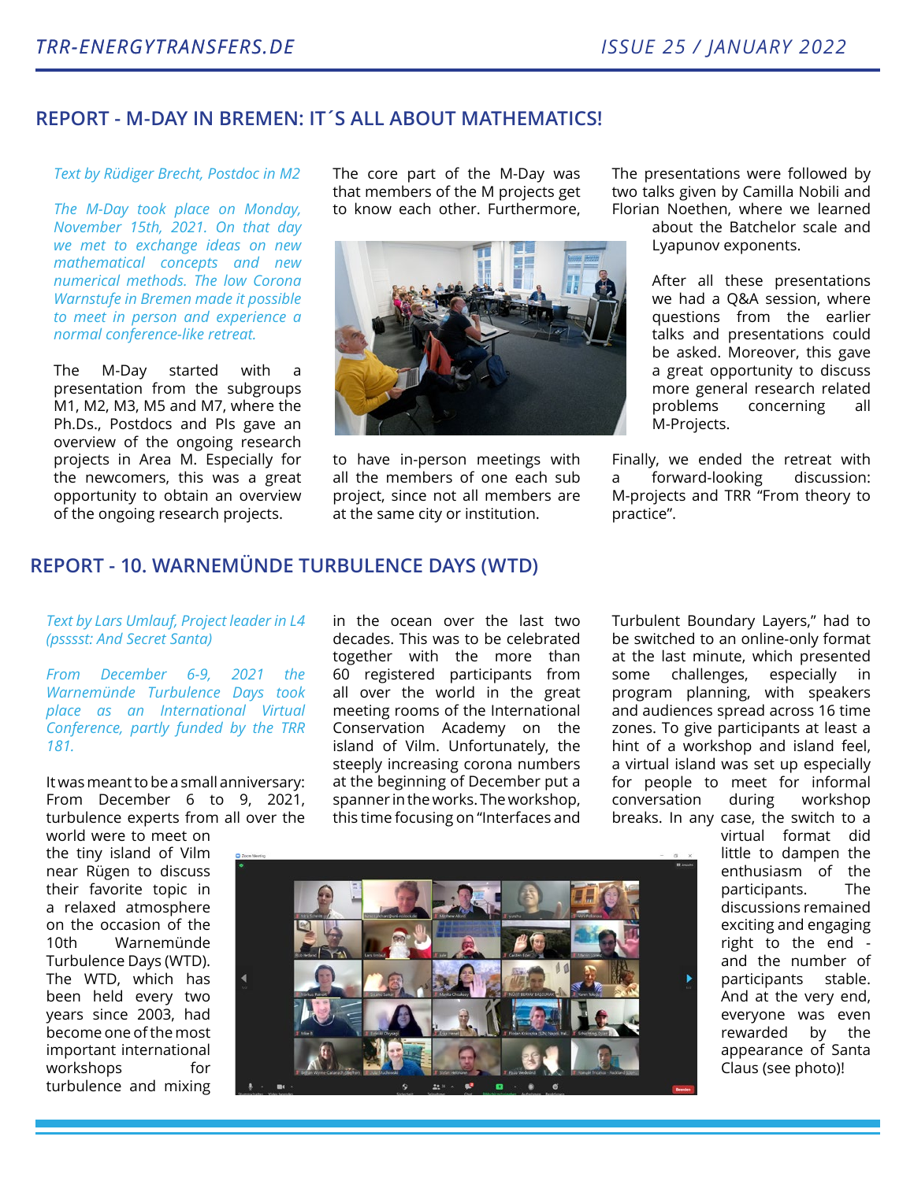## REPORT - M-DAY IN BREMEN: IT´S ALL ABOUT MATHEMATICS!

*Text by Rüdiger Brecht, Postdoc in M2*

*The M-Day took place on Monday, November 15th, 2021. On that day we met to exchange ideas on new mathematical concepts and new numerical methods. The low Corona Warnstufe in Bremen made it possible to meet in person and experience a normal conference-like retreat.*

The M-Day started with a presentation from the subgroups M1, M2, M3, M5 and M7, where the Ph.Ds., Postdocs and PIs gave an overview of the ongoing research projects in Area M. Especially for the newcomers, this was a great opportunity to obtain an overview of the ongoing research projects.

The core part of the M-Day was that members of the M projects get to know each other. Furthermore, to have in-person meetings with all the members of one each sub project, since not all members are at the same city or institution.

The presentations were followed by two talks given by Camilla Nobili and Florian Noethen, where we learned about the Batchelor scale and Lyapunov exponents.

After all these presentations we had a Q&A session, where questions from the earlier talks and presentations could be asked. Moreover, this gave a great opportunity to discuss more general research related problems concerning all M-Projects.

Finally, we ended the retreat with a forward-looking discussion: M-projects and TRR "From theory to practice".

## REPORT - 10. WARNEMÜNDE TURBULENCE DAYS (WTD)

*Text by Lars Umlauf, Project leader in L4 (psssst: And Secret Santa)*

*From December 6-9, 2021 the Warnemünde Turbulence Days took place as an International Virtual Conference, partly funded by the TRR 181.*

It was meant to be a small anniversary: From December 6 to 9, 2021, turbulence experts from all over the world were to meet on the tiny island of Vilm near Rügen to discuss their favorite topic in a relaxed atmosphere on the occasion of the 10th Warnemünde Turbulence Days (WTD). The WTD, which has been held every two years since 2003, had become one of the most important international workshops for turbulence and mixing in the ocean over the last two decades. This was to be celebrated together with the more than 60 registered participants from all over the world in the great meeting rooms of the International Conservation Academy on the island of Vilm. Unfortunately, the steeply increasing corona numbers at the beginning of December put a spanner in the works. The workshop, this time focusing on "Interfaces and Turbulent Boundary Layers," had to be switched to an online-only format at the last minute, which presented some challenges, especially in program planning, with speakers and audiences spread across 16 time zones. To give participants at least a hint of a workshop and island feel, a virtual island was set up especially for people to meet for informal conversation during workshop breaks. In any case, the switch to a virtual format did little to dampen the enthusiasm of the participants. The discussions remained exciting and engaging right to the end - and the number of participants stable. And at the very end, everyone was even rewarded by the appearance of Santa Claus (see photo)!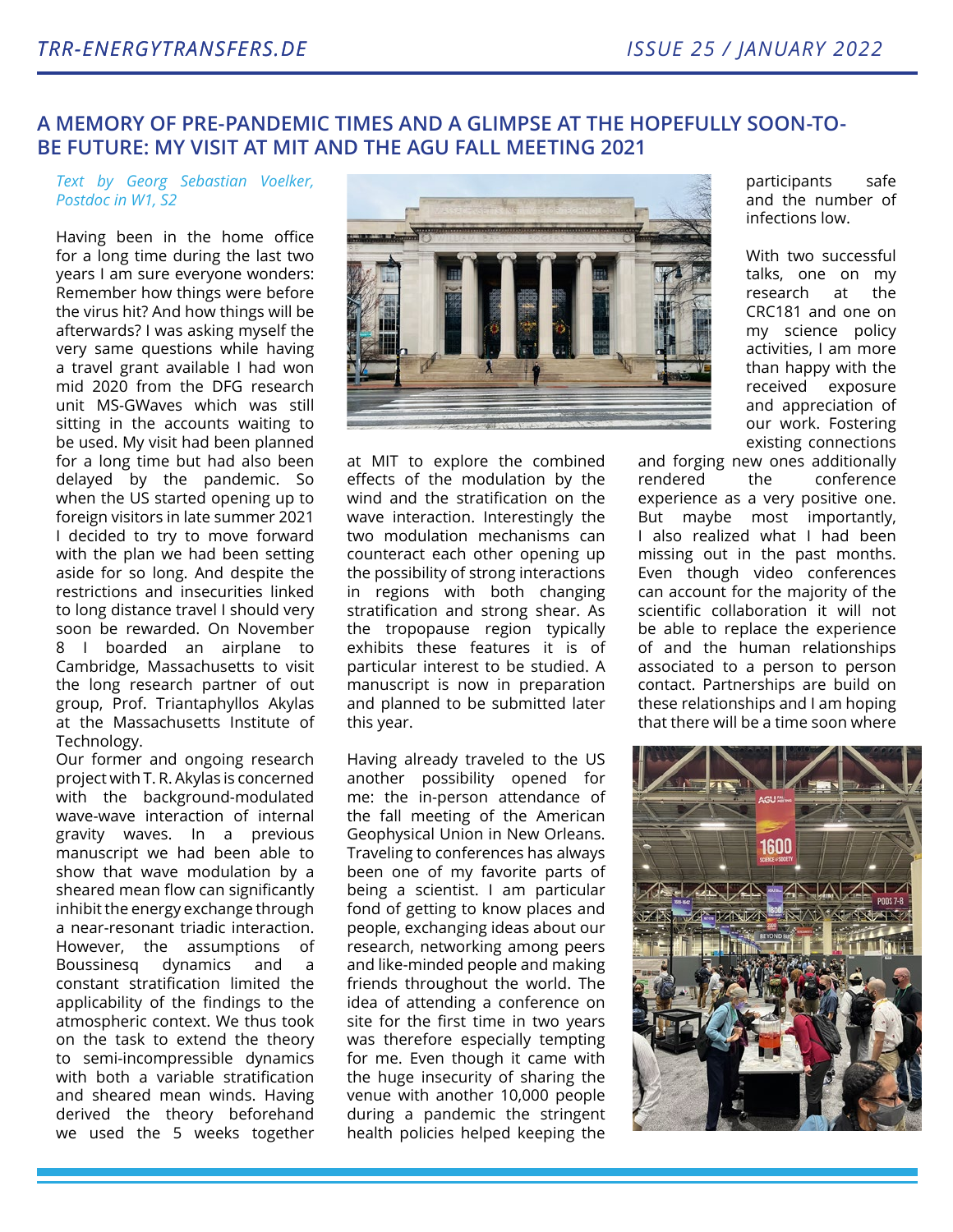## A MEMORY OF PRE-PANDEMIC TIMES AND A GLIMPSE AT THE HOPEFULLY SOON-TO-BE FUTURE: MY VISIT AT MIT AND THE AGU FALL MEETING 2021

*Text by Georg Sebastian Voelker, Postdoc in W1, S2*

Having been in the home office for a long time during the last two years I am sure everyone wonders: Remember how things were before the virus hit? And how things will be afterwards? I was asking myself the very same questions while having a travel grant available I had won mid 2020 from the DFG research unit MS-GWaves which was still sitting in the accounts waiting to be used. My visit had been planned for a long time but had also been delayed by the pandemic. So when the US started opening up to foreign visitors in late summer 2021 I decided to try to move forward with the plan we had been setting aside for so long. And despite the restrictions and insecurities linked to long distance travel I should very soon be rewarded. On November 8 I boarded an airplane to Cambridge, Massachusetts to visit the long research partner of out group, Prof. Triantaphyllos Akylas at the Massachusetts Institute of Technology.

Our former and ongoing research project with T. R. Akylas is concerned with the background-modulated wave-wave interaction of internal gravity waves. In a previous manuscript we had been able to show that wave modulation by a sheared mean flow can significantly inhibit the energy exchange through a near-resonant triadic interaction. However, the assumptions of Boussinesq dynamics and a constant stratification limited the applicability of the findings to the atmospheric context. We thus took on the task to extend the theory to semi-incompressible dynamics with both a variable stratification and sheared mean winds. Having derived the theory beforehand we used the 5 weeks together at MIT to explore the combined effects of the modulation by the wind and the stratification on the wave interaction. Interestingly the two modulation mechanisms can counteract each other opening up the possibility of strong interactions in regions with both changing stratification and strong shear. As the tropopause region typically exhibits these features it is of particular interest to be studied. A manuscript is now in preparation and planned to be submitted later this year.

Having already traveled to the US another possibility opened for me: the in-person attendance of the fall meeting of the American Geophysical Union in New Orleans. Traveling to conferences has always been one of my favorite parts of being a scientist. I am particular fond of getting to know places and people, exchanging ideas about our research, networking among peers and like-minded people and making friends throughout the world. The idea of attending a conference on site for the first time in two years was therefore especially tempting for me. Even though it came with the huge insecurity of sharing the venue with another 10,000 people during a pandemic the stringent health policies helped keeping the participants safe and the number of infections low.

With two successful talks, one on my research at the CRC181 and one on my science policy activities, I am more than happy with the received exposure and appreciation of our work. Fostering existing connections and forging new ones additionally rendered the conference experience as a very positive one. But maybe most importantly, I also realized what I had been missing out in the past months. Even though video conferences can account for the majority of the scientific collaboration it will not be able to replace the experience of and the human relationships associated to a person to person contact. Partnerships are build on these relationships and I am hoping that there will be a time soon where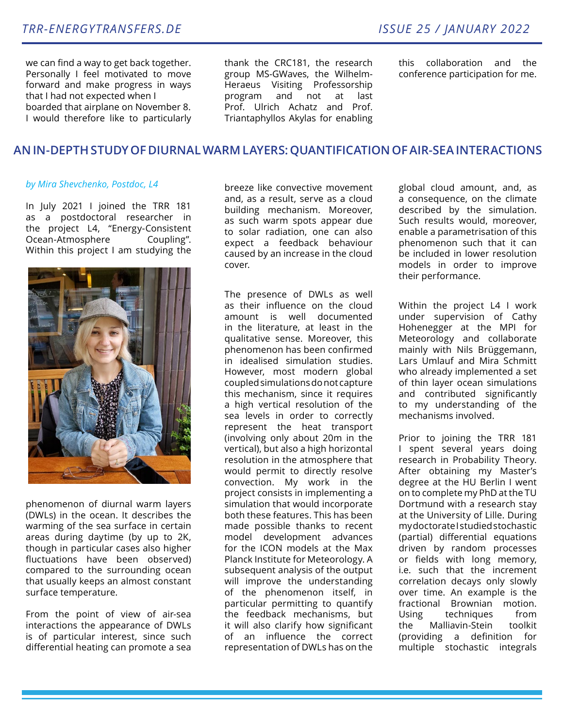we can find a way to get back together. Personally I feel motivated to move forward and make progress in ways that I had not expected when I boarded that airplane on November 8. I would therefore like to particularly thank the CRC181, the research group MS-GWaves, the Wilhelm-Heraeus Visiting Professorship program and not at last Prof. Ulrich Achatz and Prof. Triantaphyllos Akylas for enabling this collaboration and the conference participation for me.

## AN IN-DEPTH STUDY OF DIURNAL WARM LAYERS: QUANTIFICATION OF AIR-SEA INTERACTIONS

*by Mira Shevchenko, Postdoc, L4*

In July 2021 I joined the TRR 181 as a postdoctoral researcher in the project L4, "Energy-Consistent Ocean-Atmosphere Coupling". Within this project I am studying the phenomenon of diurnal warm layers (DWLs) in the ocean. It describes the warming of the sea surface in certain areas during daytime (by up to 2K, though in particular cases also higher fluctuations have been observed) compared to the surrounding ocean that usually keeps an almost constant surface temperature.

From the point of view of air-sea interactions the appearance of DWLs is of particular interest, since such differential heating can promote a sea breeze like convective movement and, as a result, serve as a cloud building mechanism. Moreover, as such warm spots appear due to solar radiation, one can also expect a feedback behaviour caused by an increase in the cloud cover.

The presence of DWLs as well as their influence on the cloud amount is well documented in the literature, at least in the qualitative sense. Moreover, this phenomenon has been confirmed in idealised simulation studies. However, most modern global coupled simulations do not capture this mechanism, since it requires a high vertical resolution of the sea levels in order to correctly represent the heat transport (involving only about 20m in the vertical), but also a high horizontal resolution in the atmosphere that would permit to directly resolve convection. My work in the project consists in implementing a simulation that would incorporate both these features. This has been made possible thanks to recent model development advances for the ICON models at the Max Planck Institute for Meteorology. A subsequent analysis of the output will improve the understanding of the phenomenon itself, in particular permitting to quantify the feedback mechanisms, but it will also clarify how significant of an influence the correct representation of DWLs has on the global cloud amount, and, as a consequence, on the climate described by the simulation. Such results would, moreover, enable a parametrisation of this phenomenon such that it can be included in lower resolution models in order to improve their performance.

Within the project L4 I work under supervision of Cathy Hohenegger at the MPI for Meteorology and collaborate mainly with Nils Brüggemann, Lars Umlauf and Mira Schmitt who already implemented a set of thin layer ocean simulations and contributed significantly to my understanding of the mechanisms involved.

Prior to joining the TRR 181 I spent several years doing research in Probability Theory. After obtaining my Master's degree at the HU Berlin I went on to complete my PhD at the TU Dortmund with a research stay at the University of Lille. During my doctorate I studied stochastic (partial) differential equations driven by random processes or fields with long memory, i.e. such that the increment correlation decays only slowly over time. An example is the fractional Brownian motion. Using techniques from the Malliavin-Stein toolkit (providing a definition for multiple stochastic integrals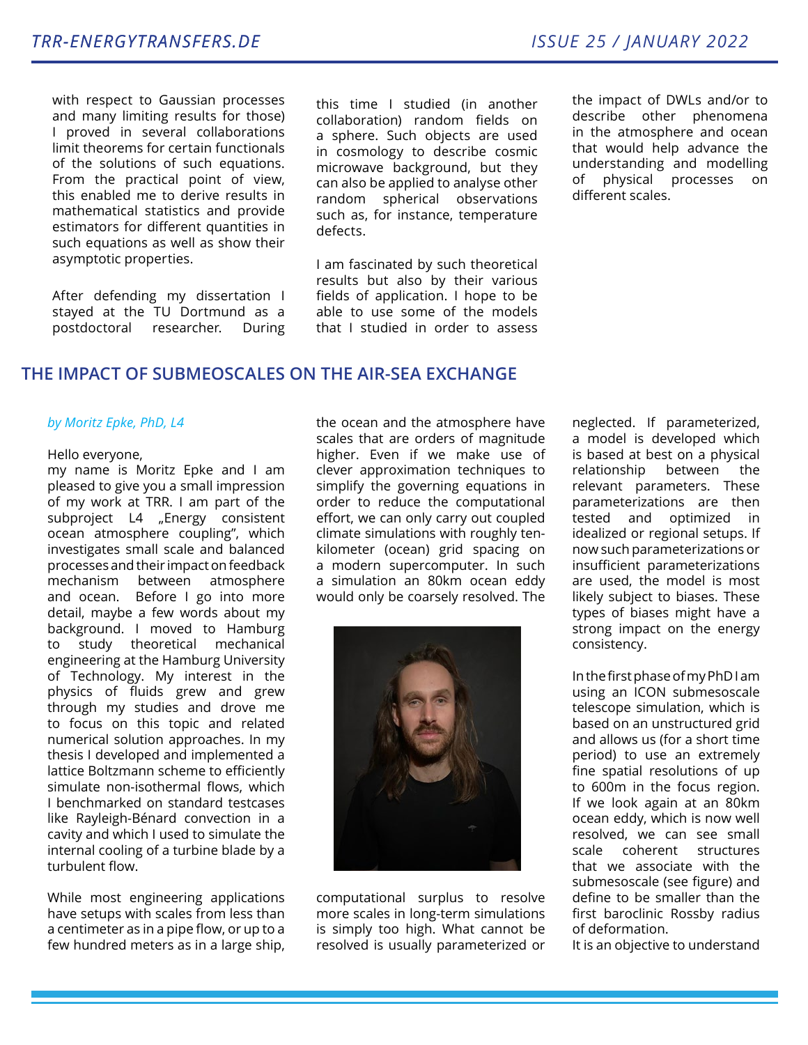with respect to Gaussian processes and many limiting results for those) I proved in several collaborations limit theorems for certain functionals of the solutions of such equations. From the practical point of view, this enabled me to derive results in mathematical statistics and provide estimators for different quantities in such equations as well as show their asymptotic properties.

After defending my dissertation I stayed at the TU Dortmund as a postdoctoral researcher. During this time I studied (in another collaboration) random fields on a sphere. Such objects are used in cosmology to describe cosmic microwave background, but they can also be applied to analyse other random spherical observations such as, for instance, temperature defects.

I am fascinated by such theoretical results but also by their various fields of application. I hope to be able to use some of the models that I studied in order to assess the impact of DWLs and/or to describe other phenomena in the atmosphere and ocean that would help advance the understanding and modelling of physical processes on different scales.

## THE IMPACT OF SUBMEOSCALES ON THE AIR-SEA EXCHANGE

*by Moritz Epke, PhD, L4*

Hello everyone,
my name is Moritz Epke and I am pleased to give you a small impression of my work at TRR. I am part of the subproject L4 „Energy consistent ocean atmosphere coupling", which investigates small scale and balanced processes and their impact on feedback mechanism between atmosphere and ocean. Before I go into more detail, maybe a few words about my background. I moved to Hamburg to study theoretical mechanical engineering at the Hamburg University of Technology. My interest in the physics of fluids grew and grew through my studies and drove me to focus on this topic and related numerical solution approaches. In my thesis I developed and implemented a lattice Boltzmann scheme to efficiently simulate non-isothermal flows, which I benchmarked on standard testcases like Rayleigh-Bénard convection in a cavity and which I used to simulate the internal cooling of a turbine blade by a turbulent flow.

While most engineering applications have setups with scales from less than a centimeter as in a pipe flow, or up to a few hundred meters as in a large ship, the ocean and the atmosphere have scales that are orders of magnitude higher. Even if we make use of clever approximation techniques to simplify the governing equations in order to reduce the computational effort, we can only carry out coupled climate simulations with roughly ten-kilometer (ocean) grid spacing on a modern supercomputer. In such a simulation an 80km ocean eddy would only be coarsely resolved. The computational surplus to resolve more scales in long-term simulations is simply too high. What cannot be resolved is usually parameterized or neglected. If parameterized, a model is developed which is based at best on a physical relationship between the relevant parameters. These parameterizations are then tested and optimized in idealized or regional setups. If now such parameterizations or insufficient parameterizations are used, the model is most likely subject to biases. These types of biases might have a strong impact on the energy consistency.

In the first phase of my PhD I am using an ICON submesoscale telescope simulation, which is based on an unstructured grid and allows us (for a short time period) to use an extremely fine spatial resolutions of up to 600m in the focus region. If we look again at an 80km ocean eddy, which is now well resolved, we can see small scale coherent structures that we associate with the submesoscale (see figure) and define to be smaller than the first baroclinic Rossby radius of deformation.
It is an objective to understand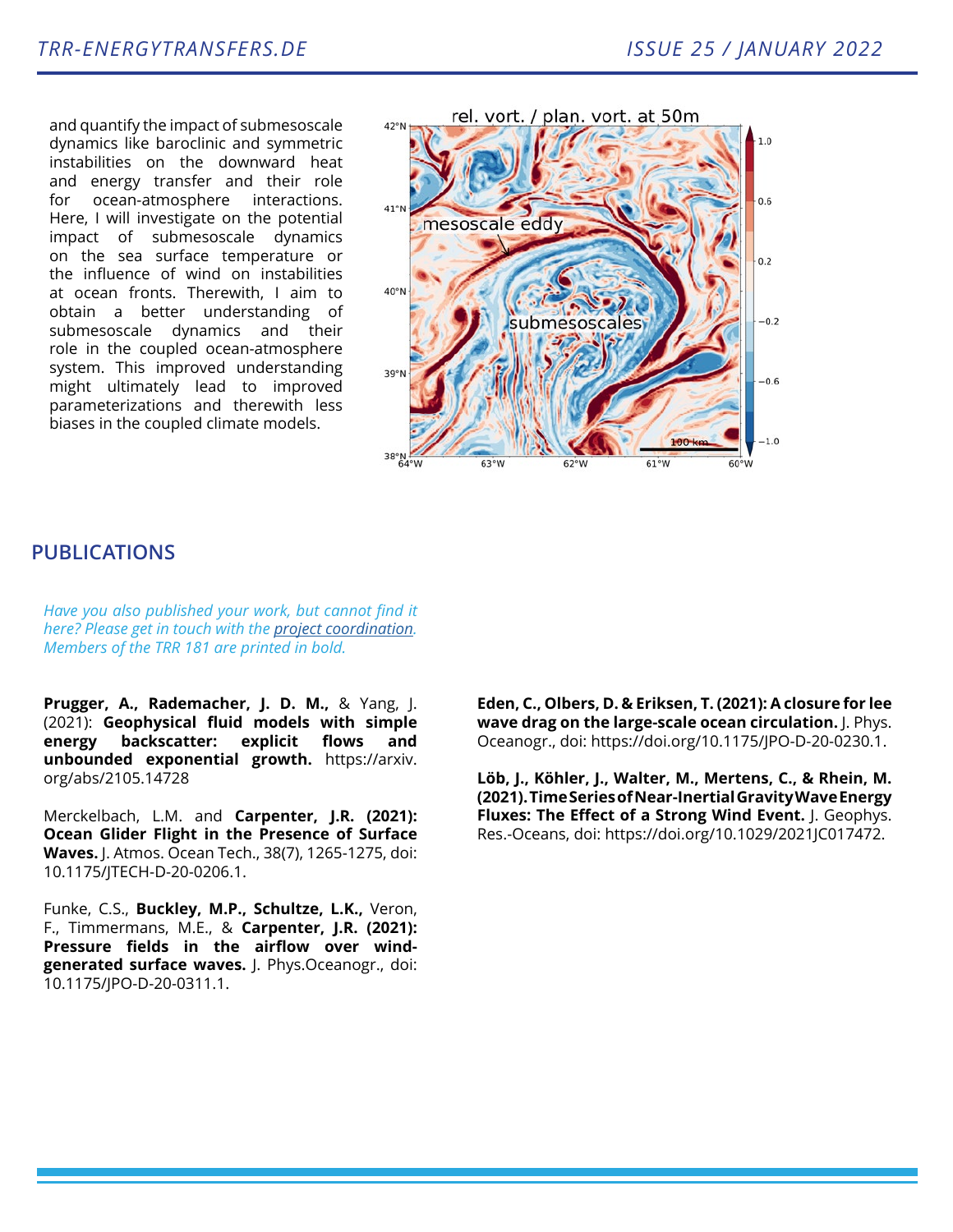and quantify the impact of submesoscale dynamics like baroclinic and symmetric instabilities on the downward heat and energy transfer and their role for ocean-atmosphere interactions. Here, I will investigate on the potential impact of submesoscale dynamics on the sea surface temperature or the influence of wind on instabilities at ocean fronts. Therewith, I aim to obtain a better understanding of submesoscale dynamics and their role in the coupled ocean-atmosphere system. This improved understanding might ultimately lead to improved parameterizations and therewith less biases in the coupled climate models.

## PUBLICATIONS

*Have you also published your work, but cannot find it here? Please get in touch with the [project coordination](). Members of the TRR 181 are printed in bold.*

**Prugger, A., Rademacher, J. D. M.,** & Yang, J. (2021): **Geophysical fluid models with simple energy backscatter: explicit flows and unbounded exponential growth.** https://arxiv.org/abs/2105.14728

Merckelbach, L.M. and **Carpenter, J.R. (2021): Ocean Glider Flight in the Presence of Surface Waves.** J. Atmos. Ocean Tech., 38(7), 1265-1275, doi: 10.1175/JTECH-D-20-0206.1.

Funke, C.S., **Buckley, M.P., Schultze, L.K.,** Veron, F., Timmermans, M.E., & **Carpenter, J.R. (2021): Pressure fields in the airflow over wind-generated surface waves.** J. Phys.Oceanogr., doi: 10.1175/JPO-D-20-0311.1.

**Eden, C., Olbers, D. & Eriksen, T. (2021): A closure for lee wave drag on the large-scale ocean circulation.** J. Phys. Oceanogr., doi: https://doi.org/10.1175/JPO-D-20-0230.1.

**Löb, J., Köhler, J., Walter, M., Mertens, C., & Rhein, M. (2021). Time Series of Near-Inertial Gravity Wave Energy Fluxes: The Effect of a Strong Wind Event.** J. Geophys. Res.-Oceans, doi: https://doi.org/10.1029/2021JC017472.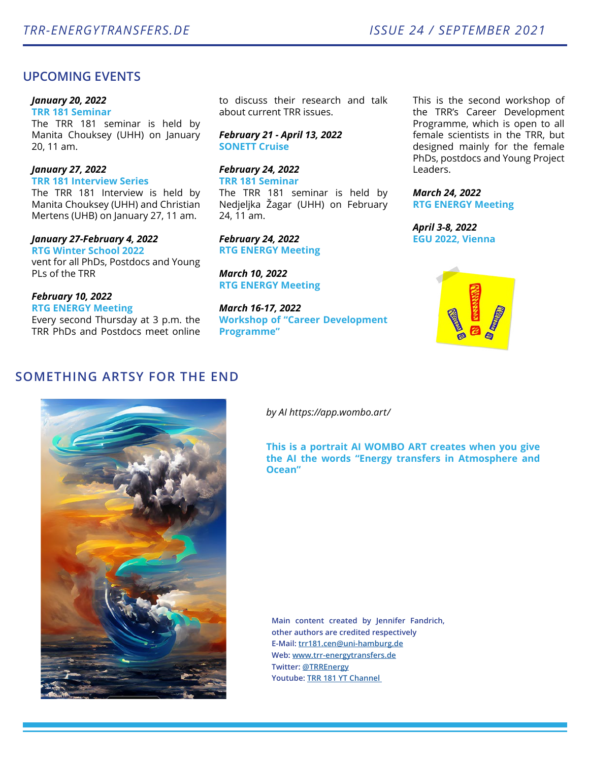## UPCOMING EVENTS

***January 20, 2022***
**TRR 181 Seminar**
The TRR 181 seminar is held by Manita Chouksey (UHH) on January 20, 11 am.

***January 27, 2022***
**TRR 181 Interview Series**
The TRR 181 Interview is held by Manita Chouksey (UHH) and Christian Mertens (UHB) on January 27, 11 am.

***January 27-February 4, 2022***
**RTG Winter School 2022**
vent for all PhDs, Postdocs and Young PLs of the TRR

***February 10, 2022***
**RTG ENERGY Meeting**
Every second Thursday at 3 p.m. the TRR PhDs and Postdocs meet online to discuss their research and talk about current TRR issues.

***February 21 - April 13, 2022***
**SONETT Cruise**

***February 24, 2022***
**TRR 181 Seminar**
The TRR 181 seminar is held by Nedjeljka Žagar (UHH) on February 24, 11 am.

***February 24, 2022***
**RTG ENERGY Meeting**

***March 10, 2022***
**RTG ENERGY Meeting**

***March 16-17, 2022***
**Workshop of "Career Development Programme"**
This is the second workshop of the TRR's Career Development Programme, which is open to all female scientists in the TRR, but designed mainly for the female PhDs, postdocs and Young Project Leaders.

***March 24, 2022***
**RTG ENERGY Meeting**

***April 3-8, 2022***
**EGU 2022, Vienna**

## SOMETHING ARTSY FOR THE END

*by AI https://app.wombo.art/*

**This is a portrait AI WOMBO ART creates when you give the AI the words "Energy transfers in Atmosphere and Ocean"**

**Main content created by Jennifer Fandrich, other authors are credited respectively**
**E-Mail:** trr181.cen@uni-hamburg.de
**Web:** www.trr-energytransfers.de
**Twitter:** @TRREnergy
**Youtube:** TRR 181 YT Channel